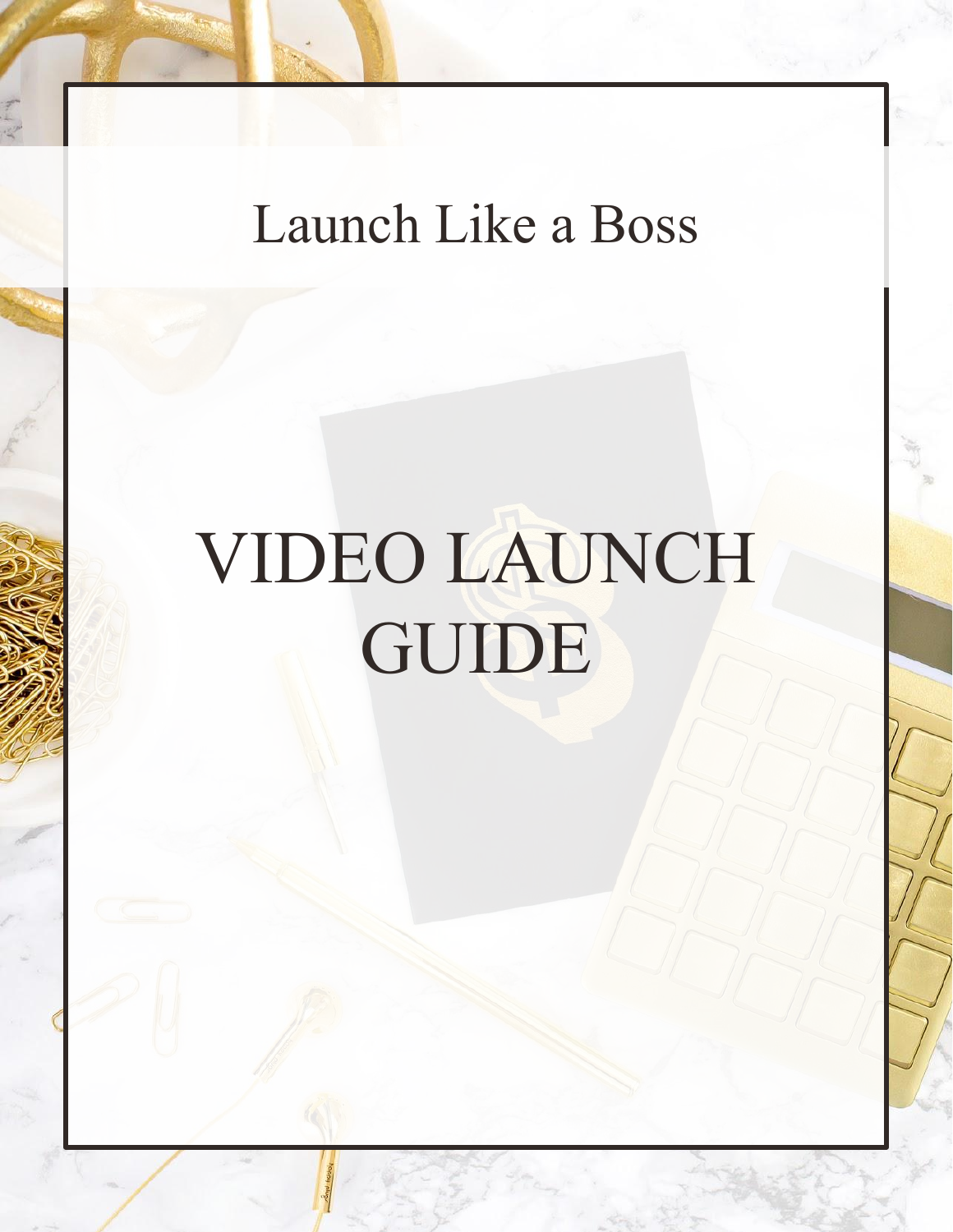Launch Like a Boss

# VIDEO LAUNCH GUIDE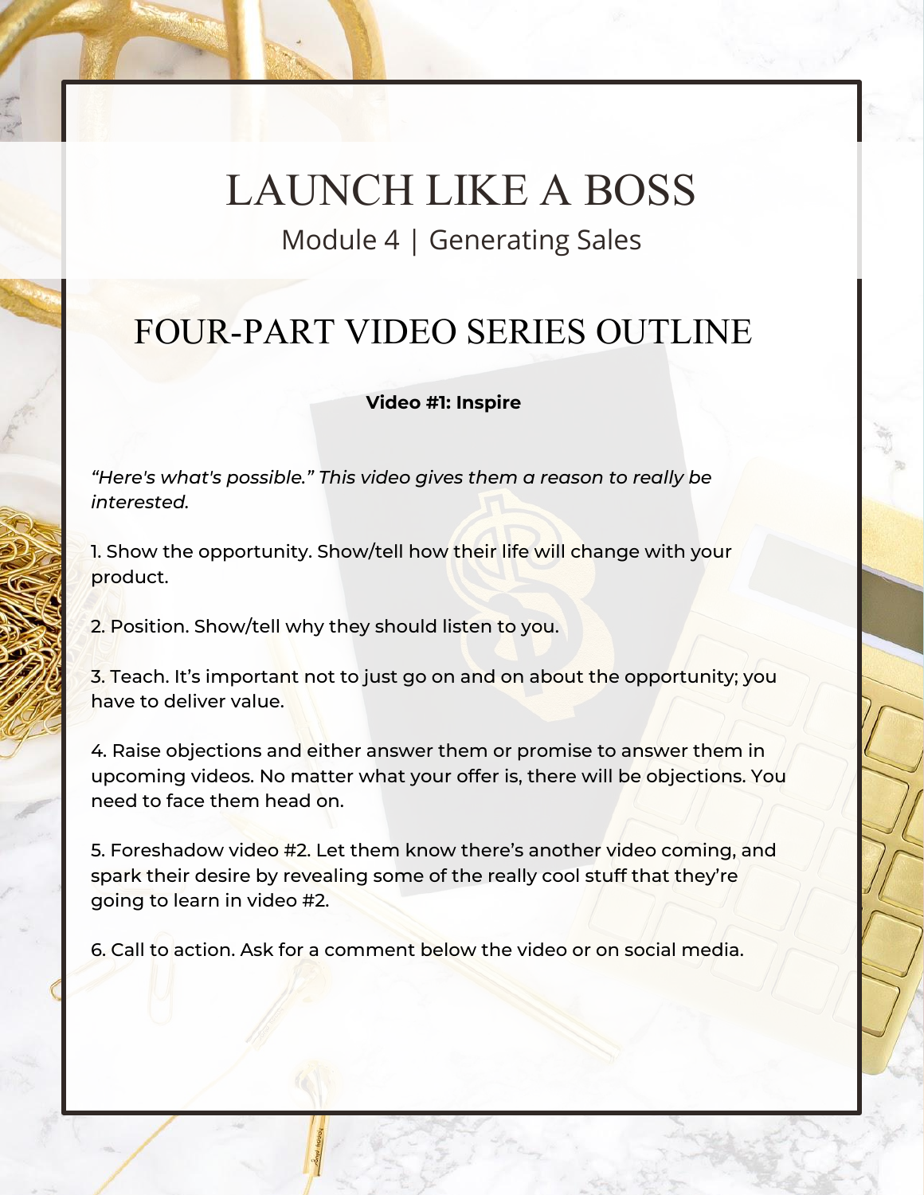# LAUNCH LIKE A BOSS

Module 4 | Generating Sales

## FOUR-PART VIDEO SERIES OUTLINE

**Video #1: Inspire**

*"Here's what's possible." This video gives them a reason to really be interested.*

1. Show the opportunity. Show/tell how their life will change with your product.

2. Position. Show/tell why they should listen to you.

3. Teach. It's important not to just go on and on about the opportunity; you have to deliver value.

4. Raise objections and either answer them or promise to answer them in upcoming videos. No matter what your offer is, there will be objections. You need to face them head on.

5. Foreshadow video #2. Let them know there's another video coming, and spark their desire by revealing some of the really cool stuff that they're going to learn in video #2.

6. Call to action. Ask for a comment below the video or on social media.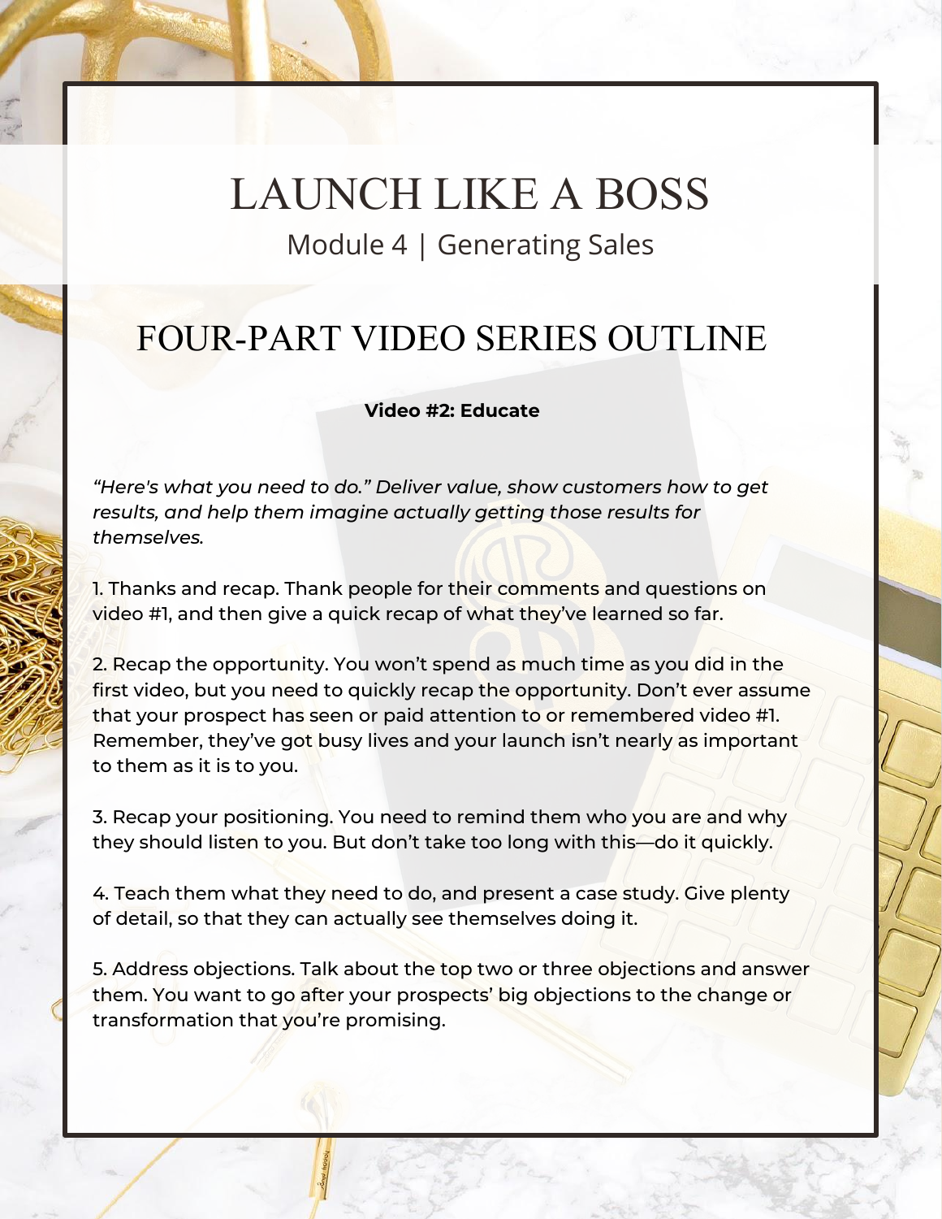# LAUNCH LIKE A BOSS

Module 4 | Generating Sales

## FOUR-PART VIDEO SERIES OUTLINE

**Video #2: Educate**

*“Here's what you need to do.” Deliver value, show customers how to get results, and help them imagine actually getting those results for themselves.*

1. Thanks and recap. Thank people for their comments and questions on video #1, and then give a quick recap of what they’ve learned so far.

2. Recap the opportunity. You won’t spend as much time as you did in the first video, but you need to quickly recap the opportunity. Don’t ever assume that your prospect has seen or paid attention to or remembered video #1. Remember, they’ve got busy lives and your launch isn’t nearly as important to them as it is to you.

3. Recap your positioning. You need to remind them who you are and why they should listen to you. But don’t take too long with this—do it quickly.

4. Teach them what they need to do, and present a case study. Give plenty of detail, so that they can actually see themselves doing it.

5. Address objections. Talk about the top two or three objections and answer them. You want to go after your prospects’ big objections to the change or transformation that you’re promising.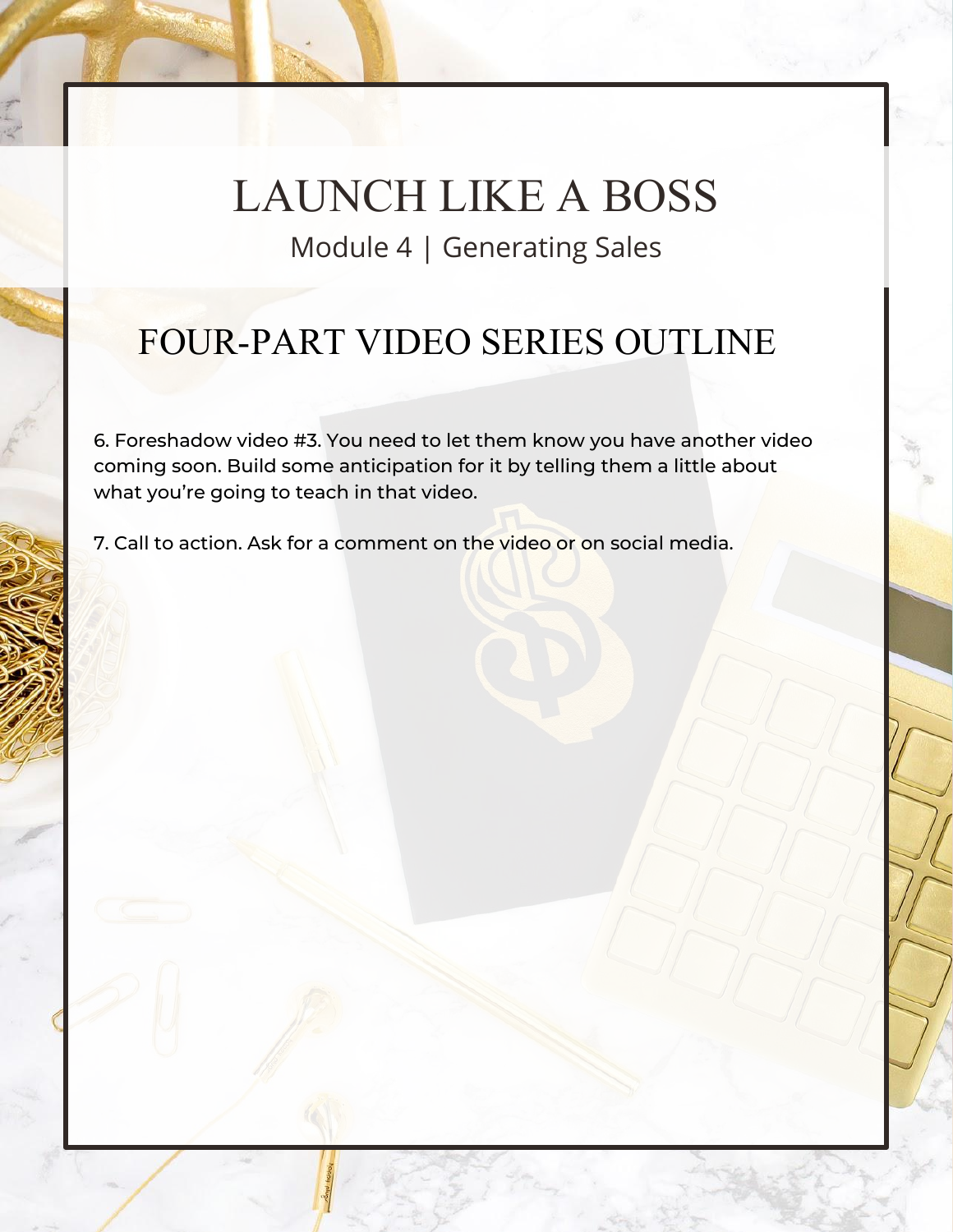# LAUNCH LIKE A BOSS

Module 4 | Generating Sales

## FOUR-PART VIDEO SERIES OUTLINE

6. Foreshadow video #3. You need to let them know you have another video coming soon. Build some anticipation for it by telling them a little about what you're going to teach in that video.

7. Call to action. Ask for a comment on the video or on social media.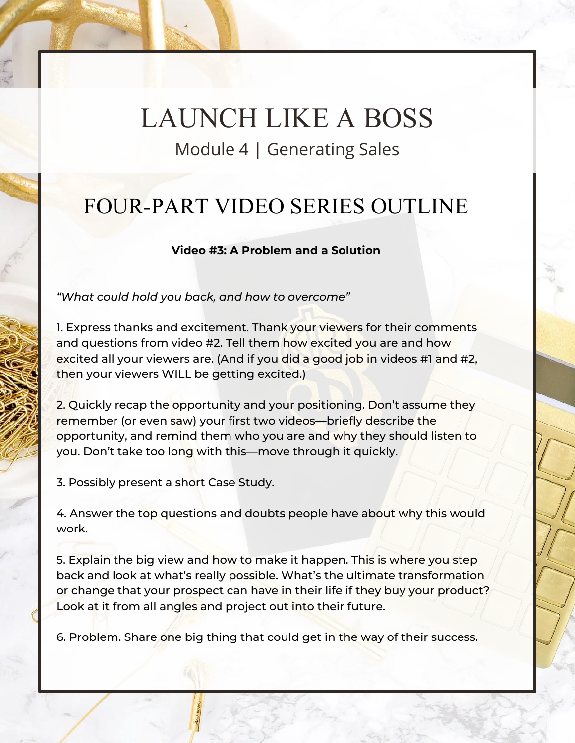# LAUNCH LIKE A BOSS

Module 4 | Generating Sales

## FOUR-PART VIDEO SERIES OUTLINE

**Video #3: A Problem and a Solution**

*"What could hold you back, and how to overcome"*

1. Express thanks and excitement. Thank your viewers for their comments and questions from video #2. Tell them how excited you are and how excited all your viewers are. (And if you did a good job in videos #1 and #2, then your viewers WILL be getting excited.)

2. Quickly recap the opportunity and your positioning. Don't assume they remember (or even saw) your first two videos—briefly describe the opportunity, and remind them who you are and why they should listen to you. Don't take too long with this—move through it quickly.

3. Possibly present a short Case Study.

4. Answer the top questions and doubts people have about why this would work.

5. Explain the big view and how to make it happen. This is where you step back and look at what's really possible. What's the ultimate transformation or change that your prospect can have in their life if they buy your product? Look at it from all angles and project out into their future.

6. Problem. Share one big thing that could get in the way of their success.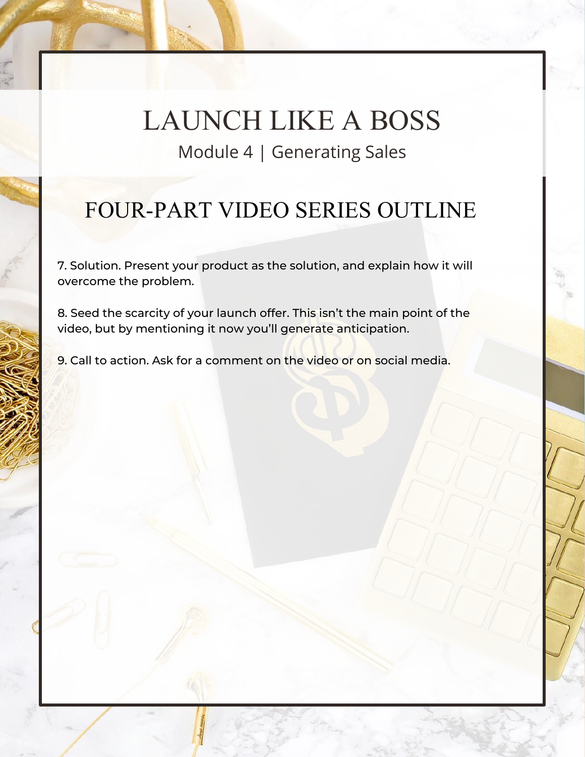# LAUNCH LIKE A BOSS

Module 4 | Generating Sales

## FOUR-PART VIDEO SERIES OUTLINE

7. Solution. Present your product as the solution, and explain how it will overcome the problem.

8. Seed the scarcity of your launch offer. This isn't the main point of the video, but by mentioning it now you'll generate anticipation.

9. Call to action. Ask for a comment on the video or on social media.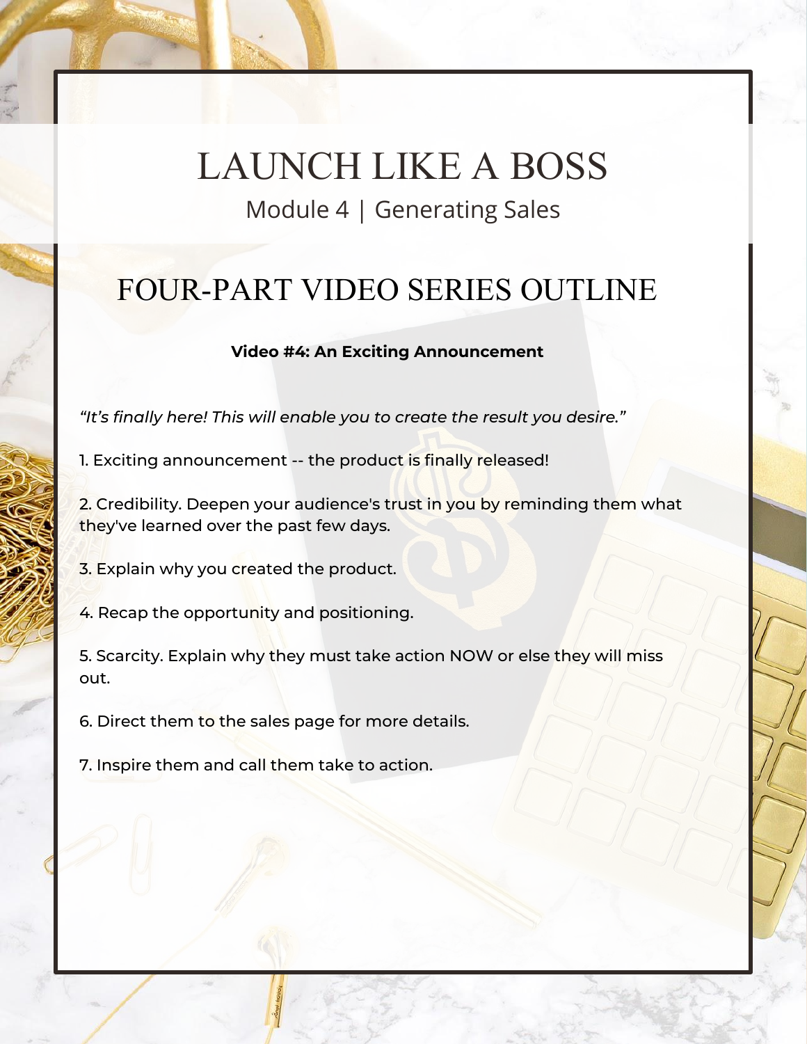# LAUNCH LIKE A BOSS

Module 4 | Generating Sales

## FOUR-PART VIDEO SERIES OUTLINE

**Video #4: An Exciting Announcement**

*"It's finally here! This will enable you to create the result you desire."*

1. Exciting announcement -- the product is finally released!

2. Credibility. Deepen your audience's trust in you by reminding them what they've learned over the past few days.

3. Explain why you created the product.

4. Recap the opportunity and positioning.

5. Scarcity. Explain why they must take action NOW or else they will miss out.

6. Direct them to the sales page for more details.

7. Inspire them and call them take to action.